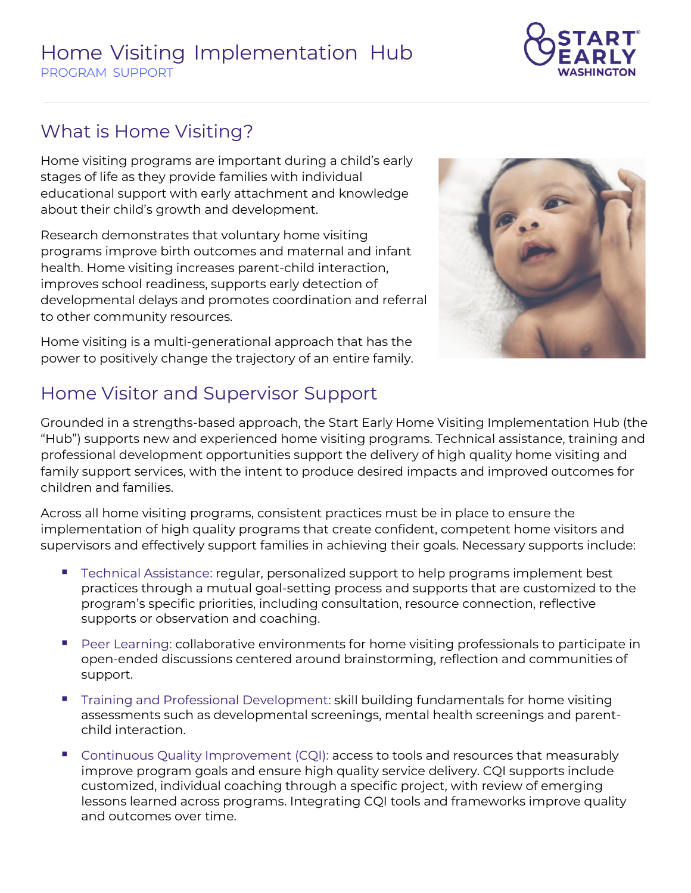# Home Visiting Implementation Hub

PROGRAM SUPPORT

## What is Home Visiting?

Home visiting programs are important during a child's early stages of life as they provide families with individual educational support with early attachment and knowledge about their child's growth and development.

Research demonstrates that voluntary home visiting programs improve birth outcomes and maternal and infant health. Home visiting increases parent-child interaction, improves school readiness, supports early detection of developmental delays and promotes coordination and referral to other community resources.

Home visiting is a multi-generational approach that has the power to positively change the trajectory of an entire family.

## Home Visitor and Supervisor Support

Grounded in a strengths-based approach, the Start Early Home Visiting Implementation Hub (the "Hub") supports new and experienced home visiting programs. Technical assistance, training and professional development opportunities support the delivery of high quality home visiting and family support services, with the intent to produce desired impacts and improved outcomes for children and families.

Across all home visiting programs, consistent practices must be in place to ensure the implementation of high quality programs that create confident, competent home visitors and supervisors and effectively support families in achieving their goals. Necessary supports include:

- Technical Assistance: regular, personalized support to help programs implement best practices through a mutual goal-setting process and supports that are customized to the program's specific priorities, including consultation, resource connection, reflective supports or observation and coaching.
- Peer Learning: collaborative environments for home visiting professionals to participate in open-ended discussions centered around brainstorming, reflection and communities of support.
- Training and Professional Development: skill building fundamentals for home visiting assessments such as developmental screenings, mental health screenings and parent-child interaction.
- Continuous Quality Improvement (CQI): access to tools and resources that measurably improve program goals and ensure high quality service delivery. CQI supports include customized, individual coaching through a specific project, with review of emerging lessons learned across programs. Integrating CQI tools and frameworks improve quality and outcomes over time.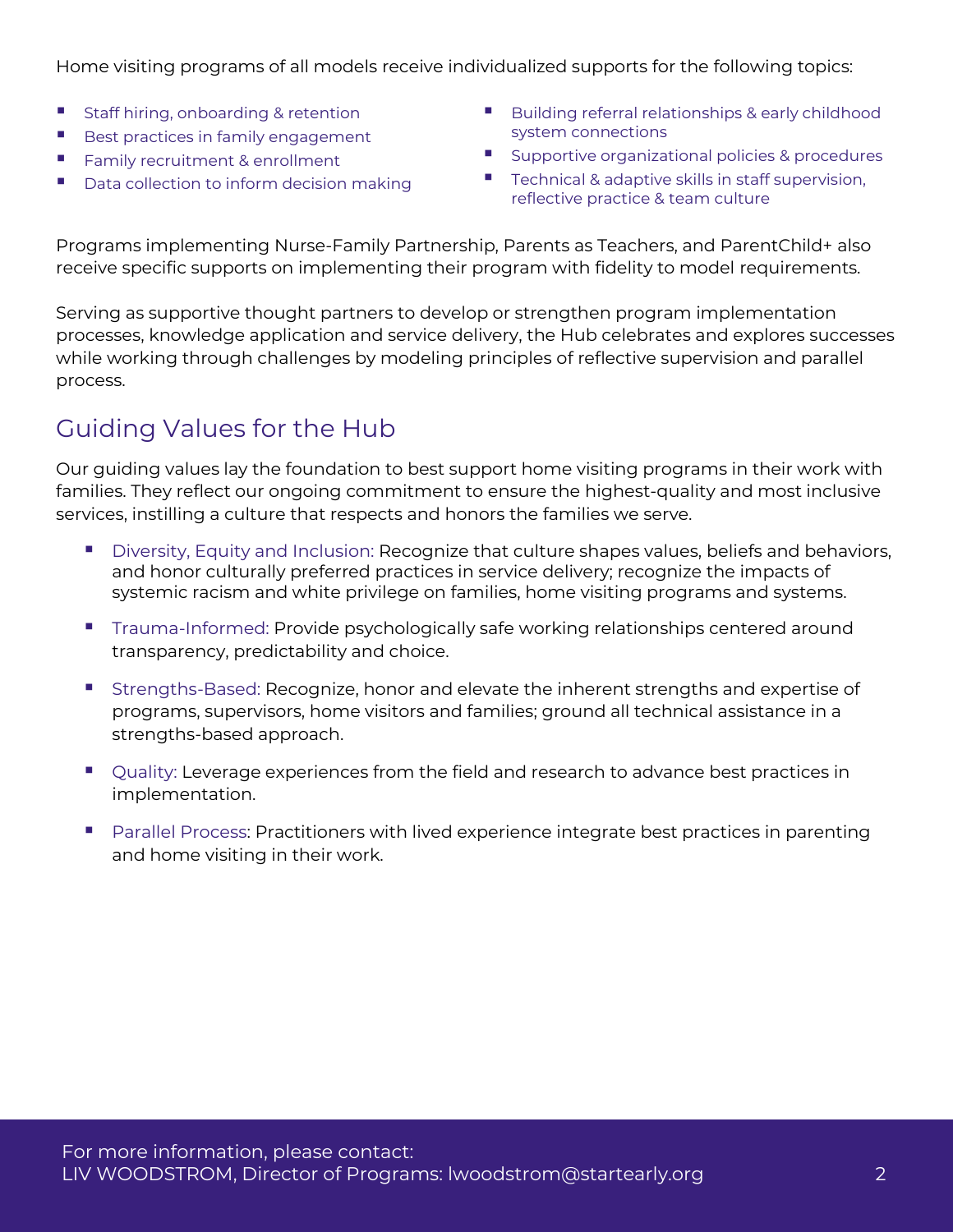Home visiting programs of all models receive individualized supports for the following topics:

- Staff hiring, onboarding & retention
- Best practices in family engagement
- Family recruitment & enrollment
- Data collection to inform decision making
- Building referral relationships & early childhood system connections
- Supportive organizational policies & procedures
- Technical & adaptive skills in staff supervision, reflective practice & team culture

Programs implementing Nurse-Family Partnership, Parents as Teachers, and ParentChild+ also receive specific supports on implementing their program with fidelity to model requirements.

Serving as supportive thought partners to develop or strengthen program implementation processes, knowledge application and service delivery, the Hub celebrates and explores successes while working through challenges by modeling principles of reflective supervision and parallel process.

## Guiding Values for the Hub

Our guiding values lay the foundation to best support home visiting programs in their work with families. They reflect our ongoing commitment to ensure the highest-quality and most inclusive services, instilling a culture that respects and honors the families we serve.

- Diversity, Equity and Inclusion: Recognize that culture shapes values, beliefs and behaviors, and honor culturally preferred practices in service delivery; recognize the impacts of systemic racism and white privilege on families, home visiting programs and systems.
- Trauma-Informed: Provide psychologically safe working relationships centered around transparency, predictability and choice.
- Strengths-Based: Recognize, honor and elevate the inherent strengths and expertise of programs, supervisors, home visitors and families; ground all technical assistance in a strengths-based approach.
- Quality: Leverage experiences from the field and research to advance best practices in implementation.
- Parallel Process: Practitioners with lived experience integrate best practices in parenting and home visiting in their work.

For more information, please contact:
LIV WOODSTROM, Director of Programs: lwoodstrom@startearly.org